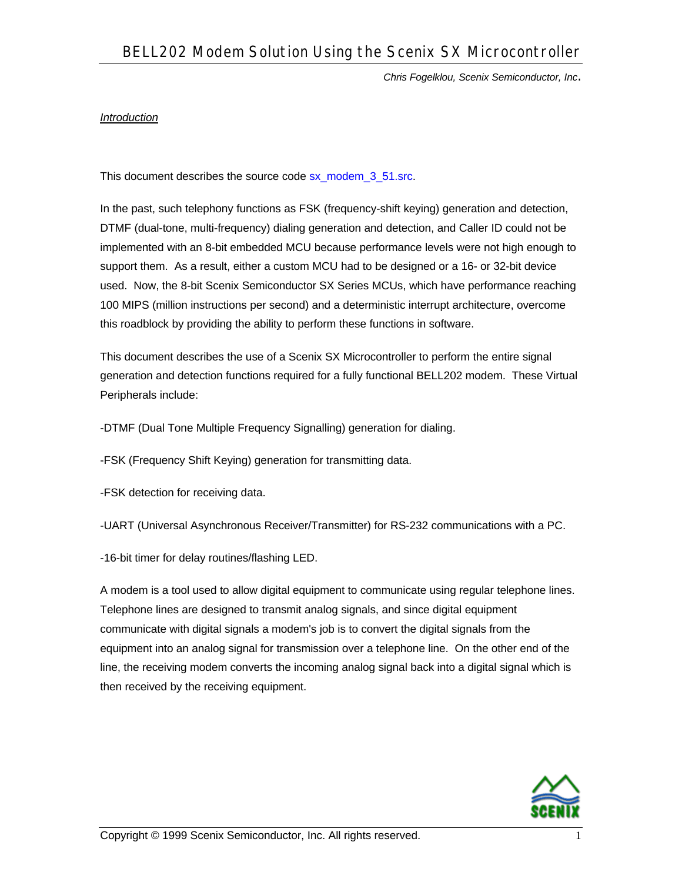# BELL202 Modem Solution Using the Scenix SX Microcontroller

*Chris Fogelklou, Scenix Semiconductor, Inc.*

*Introduction*

This document describes the source code sx_modem_3_51.src.

In the past, such telephony functions as FSK (frequency-shift keying) generation and detection, DTMF (dual-tone, multi-frequency) dialing generation and detection, and Caller ID could not be implemented with an 8-bit embedded MCU because performance levels were not high enough to support them. As a result, either a custom MCU had to be designed or a 16- or 32-bit device used. Now, the 8-bit Scenix Semiconductor SX Series MCUs, which have performance reaching 100 MIPS (million instructions per second) and a deterministic interrupt architecture, overcome this roadblock by providing the ability to perform these functions in software.

This document describes the use of a Scenix SX Microcontroller to perform the entire signal generation and detection functions required for a fully functional BELL202 modem. These Virtual Peripherals include:

-DTMF (Dual Tone Multiple Frequency Signalling) generation for dialing.

-FSK (Frequency Shift Keying) generation for transmitting data.

-FSK detection for receiving data.

-UART (Universal Asynchronous Receiver/Transmitter) for RS-232 communications with a PC.

-16-bit timer for delay routines/flashing LED.

A modem is a tool used to allow digital equipment to communicate using regular telephone lines. Telephone lines are designed to transmit analog signals, and since digital equipment communicate with digital signals a modem's job is to convert the digital signals from the equipment into an analog signal for transmission over a telephone line. On the other end of the line, the receiving modem converts the incoming analog signal back into a digital signal which is then received by the receiving equipment.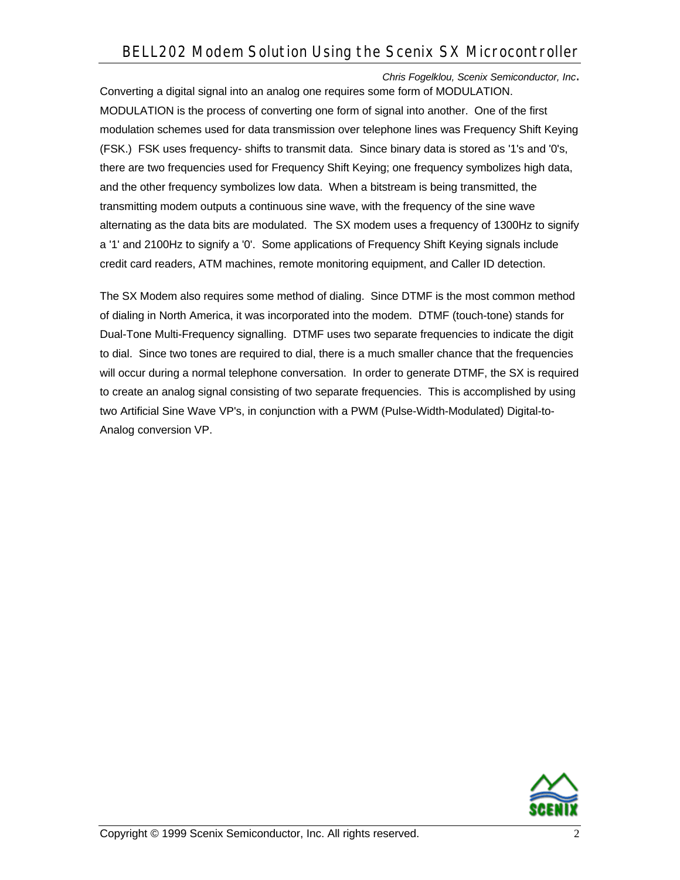*Chris Fogelklou, Scenix Semiconductor, Inc.*

Converting a digital signal into an analog one requires some form of MODULATION. MODULATION is the process of converting one form of signal into another. One of the first modulation schemes used for data transmission over telephone lines was Frequency Shift Keying (FSK.) FSK uses frequency- shifts to transmit data. Since binary data is stored as '1's and '0's, there are two frequencies used for Frequency Shift Keying; one frequency symbolizes high data, and the other frequency symbolizes low data. When a bitstream is being transmitted, the transmitting modem outputs a continuous sine wave, with the frequency of the sine wave alternating as the data bits are modulated. The SX modem uses a frequency of 1300Hz to signify a '1' and 2100Hz to signify a '0'. Some applications of Frequency Shift Keying signals include credit card readers, ATM machines, remote monitoring equipment, and Caller ID detection.

The SX Modem also requires some method of dialing. Since DTMF is the most common method of dialing in North America, it was incorporated into the modem. DTMF (touch-tone) stands for Dual-Tone Multi-Frequency signalling. DTMF uses two separate frequencies to indicate the digit to dial. Since two tones are required to dial, there is a much smaller chance that the frequencies will occur during a normal telephone conversation. In order to generate DTMF, the SX is required to create an analog signal consisting of two separate frequencies. This is accomplished by using two Artificial Sine Wave VP's, in conjunction with a PWM (Pulse-Width-Modulated) Digital-to-Analog conversion VP.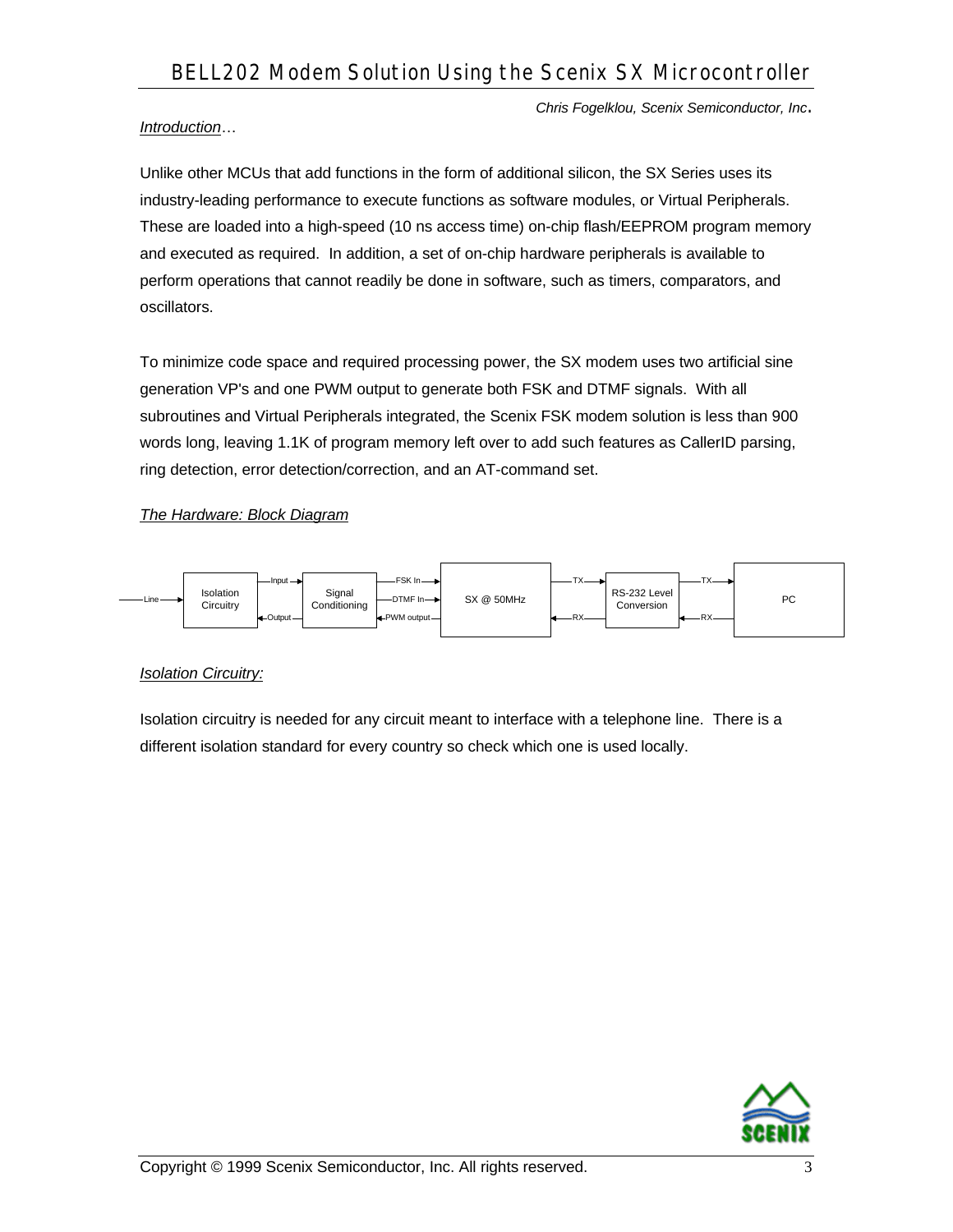# BELL202 Modem Solution Using the Scenix SX Microcontroller

*Chris Fogelklou, Scenix Semiconductor, Inc*.

*Introduction*…

Unlike other MCUs that add functions in the form of additional silicon, the SX Series uses its industry-leading performance to execute functions as software modules, or Virtual Peripherals. These are loaded into a high-speed (10 ns access time) on-chip flash/EEPROM program memory and executed as required.  In addition, a set of on-chip hardware peripherals is available to perform operations that cannot readily be done in software, such as timers, comparators, and oscillators.

To minimize code space and required processing power, the SX modem uses two artificial sine generation VP's and one PWM output to generate both FSK and DTMF signals.  With all subroutines and Virtual Peripherals integrated, the Scenix FSK modem solution is less than 900 words long, leaving 1.1K of program memory left over to add such features as CallerID parsing, ring detection, error detection/correction, and an AT-command set.

*The Hardware: Block Diagram*

Line → Isolation Circuitry ⇄ (Input / Output) ⇄ Signal Conditioning ⇄ (FSK In / DTMF In / PWM output) ⇄ SX @ 50MHz ⇄ (TX / RX) ⇄ RS-232 Level Conversion ⇄ (TX / RX) ⇄ PC

*Isolation Circuitry:*

Isolation circuitry is needed for any circuit meant to interface with a telephone line.  There is a different isolation standard for every country so check which one is used locally.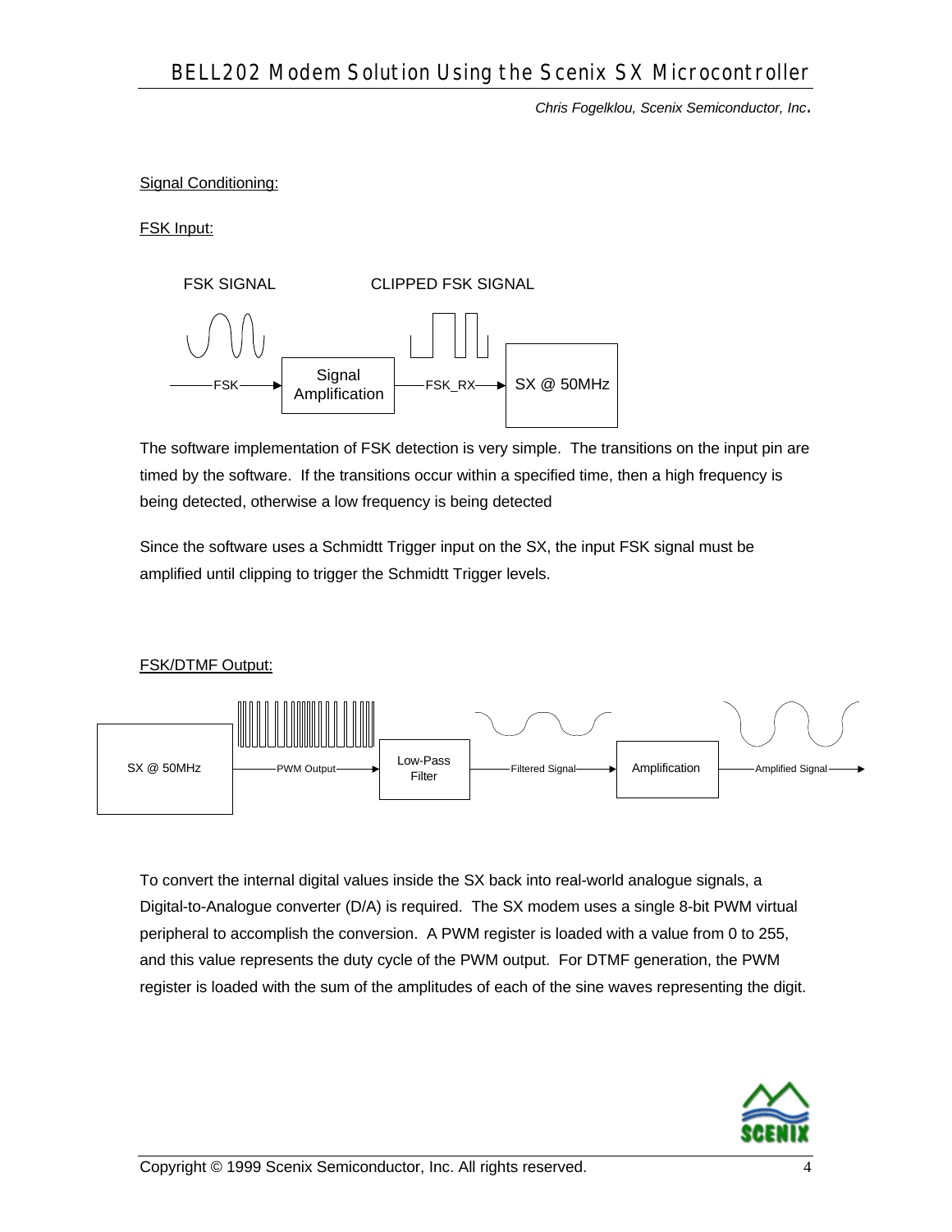Signal Conditioning:

FSK Input:

The software implementation of FSK detection is very simple. The transitions on the input pin are timed by the software. If the transitions occur within a specified time, then a high frequency is being detected, otherwise a low frequency is being detected

Since the software uses a Schmidtt Trigger input on the SX, the input FSK signal must be amplified until clipping to trigger the Schmidtt Trigger levels.

FSK/DTMF Output:

To convert the internal digital values inside the SX back into real-world analogue signals, a Digital-to-Analogue converter (D/A) is required. The SX modem uses a single 8-bit PWM virtual peripheral to accomplish the conversion. A PWM register is loaded with a value from 0 to 255, and this value represents the duty cycle of the PWM output. For DTMF generation, the PWM register is loaded with the sum of the amplitudes of each of the sine waves representing the digit.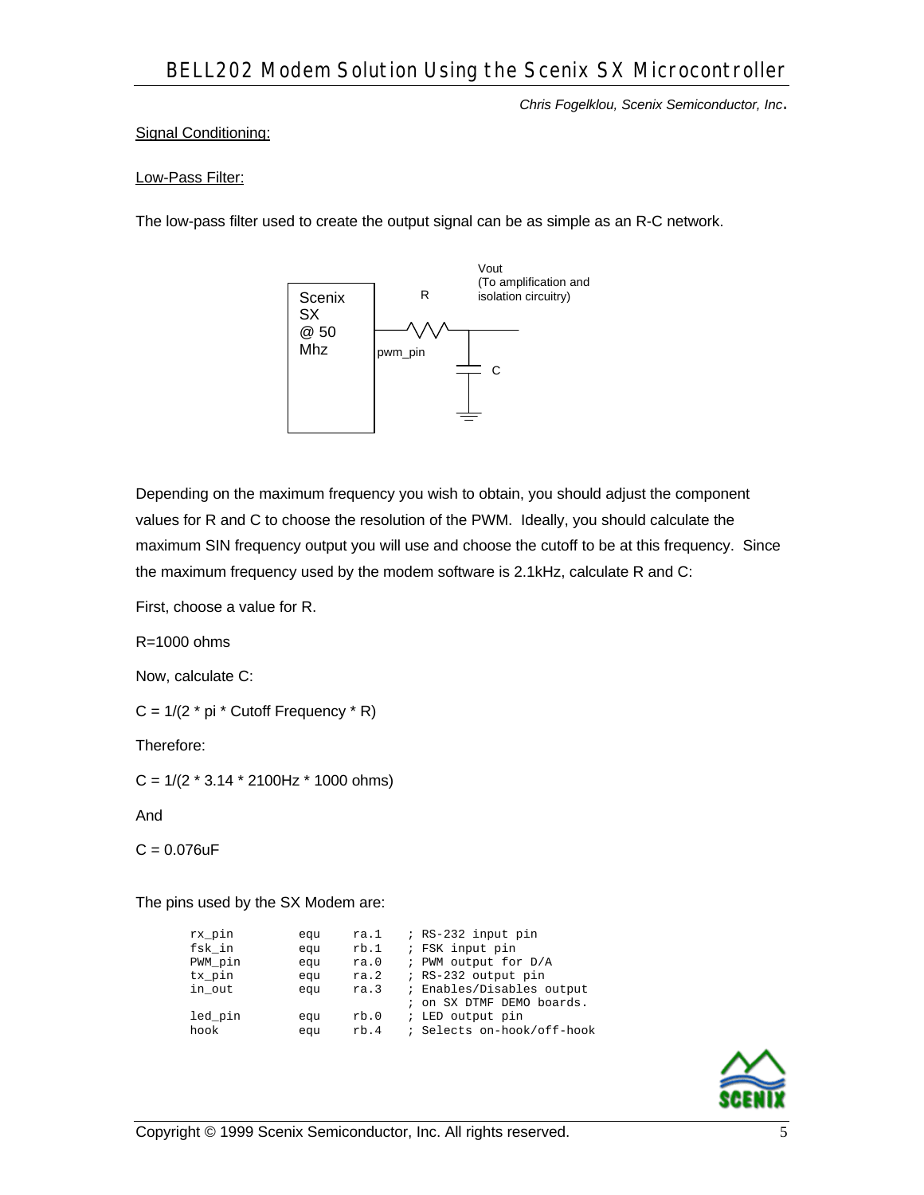Signal Conditioning:

Low-Pass Filter:

The low-pass filter used to create the output signal can be as simple as an R-C network.

Depending on the maximum frequency you wish to obtain, you should adjust the component values for R and C to choose the resolution of the PWM. Ideally, you should calculate the maximum SIN frequency output you will use and choose the cutoff to be at this frequency. Since the maximum frequency used by the modem software is 2.1kHz, calculate R and C:

First, choose a value for R.

R=1000 ohms

Now, calculate C:

$C = 1/(2 * \pi * \text{Cutoff Frequency} * R)$

Therefore:

$C = 1/(2 * 3.14 * 2100\text{Hz} * 1000 \text{ ohms})$

And

$C = 0.076\mu F$

The pins used by the SX Modem are:

```
rx_pin          equ     ra.1    ; RS-232 input pin
fsk_in          equ     rb.1    ; FSK input pin
PWM_pin         equ     ra.0    ; PWM output for D/A
tx_pin          equ     ra.2    ; RS-232 output pin
in_out          equ     ra.3    ; Enables/Disables output
                                ; on SX DTMF DEMO boards.
led_pin         equ     rb.0    ; LED output pin
hook            equ     rb.4    ; Selects on-hook/off-hook
```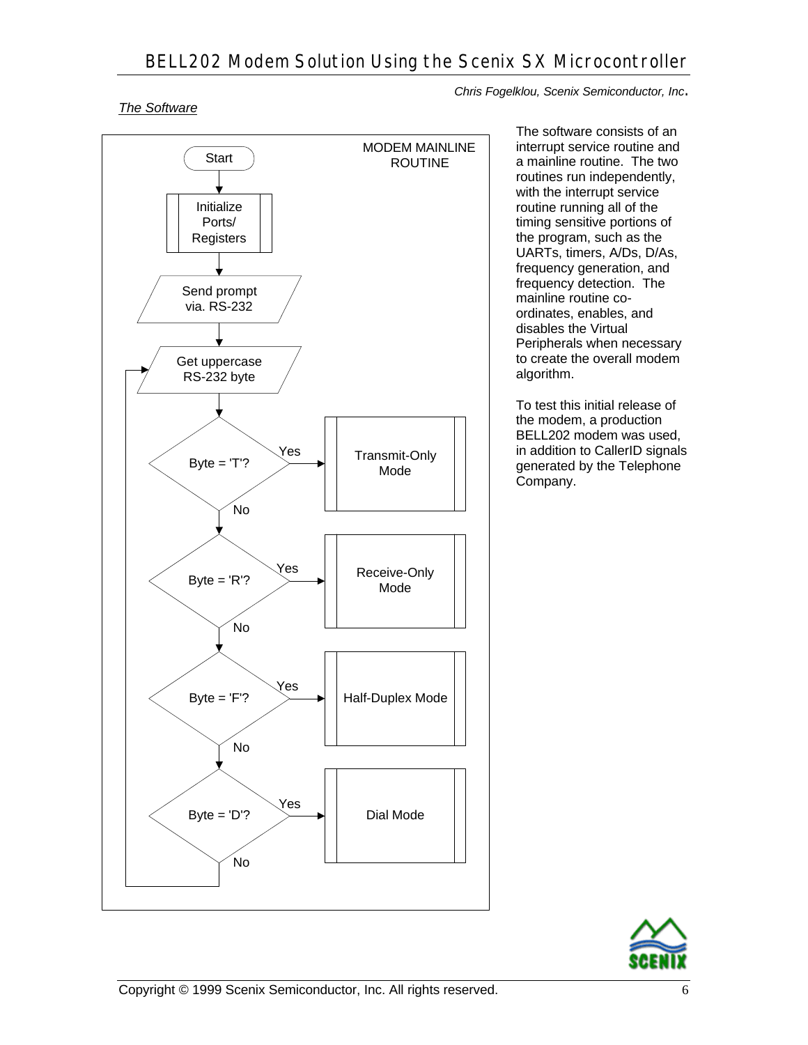*Chris Fogelklou, Scenix Semiconductor, Inc.*

*The Software*

MODEM MAINLINE ROUTINE

Start

Initialize Ports/ Registers

Send prompt via. RS-232

Get uppercase RS-232 byte

Byte = 'T'? Yes → Transmit-Only Mode; No

Byte = 'R'? Yes → Receive-Only Mode; No

Byte = 'F'? Yes → Half-Duplex Mode; No

Byte = 'D'? Yes → Dial Mode; No → Get uppercase RS-232 byte

The software consists of an interrupt service routine and a mainline routine. The two routines run independently, with the interrupt service routine running all of the timing sensitive portions of the program, such as the UARTs, timers, A/Ds, D/As, frequency generation, and frequency detection. The mainline routine co-ordinates, enables, and disables the Virtual Peripherals when necessary to create the overall modem algorithm.

To test this initial release of the modem, a production BELL202 modem was used, in addition to CallerID signals generated by the Telephone Company.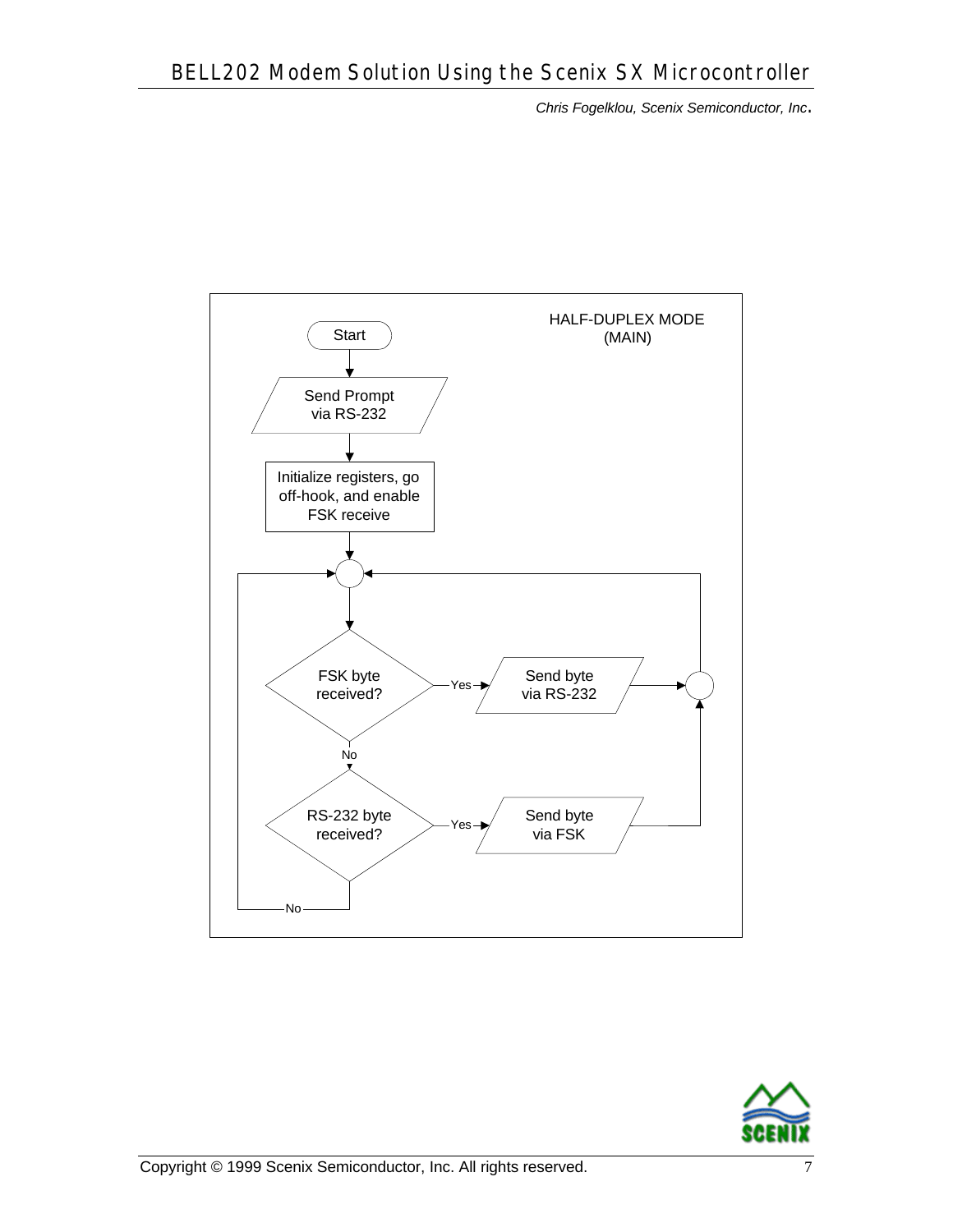HALF-DUPLEX MODE (MAIN)

Start

Send Prompt via RS-232

Initialize registers, go off-hook, and enable FSK receive

FSK byte received? — Yes → Send byte via RS-232

No

RS-232 byte received? — Yes → Send byte via FSK

No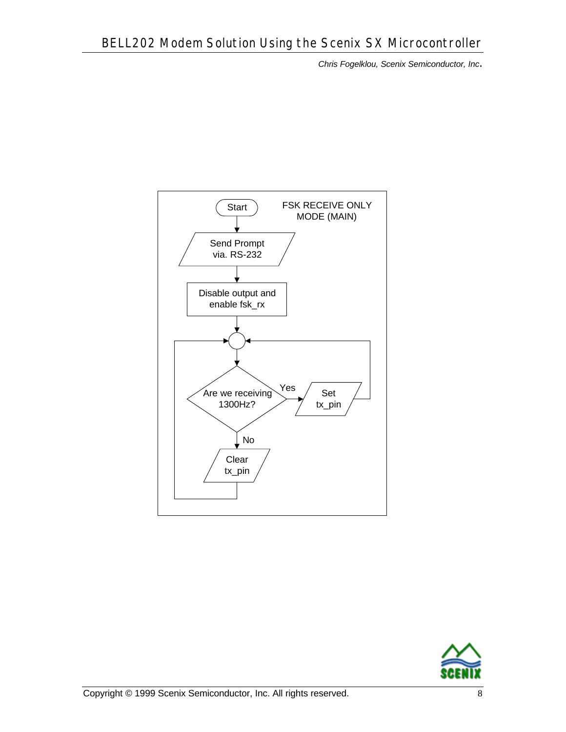FSK RECEIVE ONLY MODE (MAIN)

Start

Send Prompt via. RS-232

Disable output and enable fsk_rx

Are we receiving 1300Hz?

Yes

Set tx_pin

No

Clear tx_pin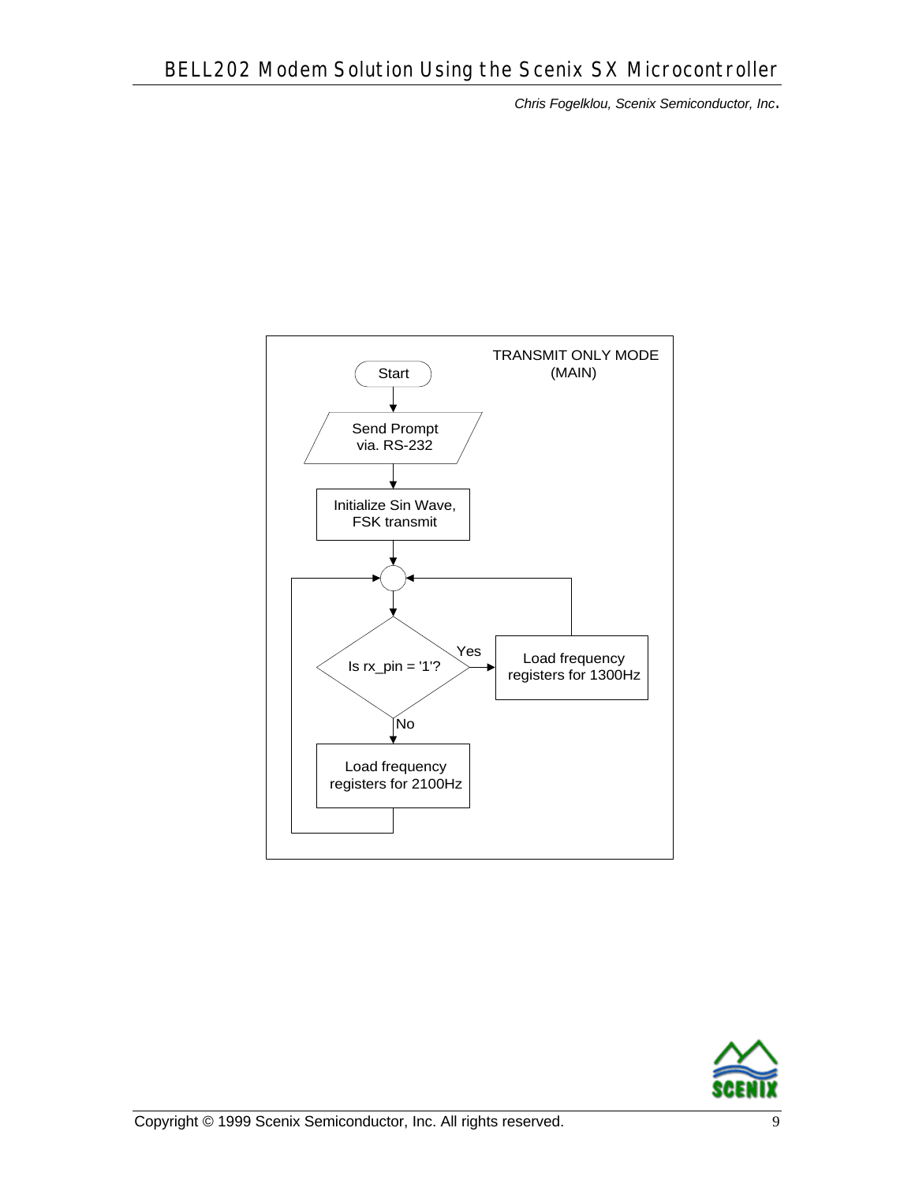TRANSMIT ONLY MODE (MAIN)

Start

Send Prompt via. RS-232

Initialize Sin Wave, FSK transmit

Is rx_pin = '1'?

Yes

Load frequency registers for 1300Hz

No

Load frequency registers for 2100Hz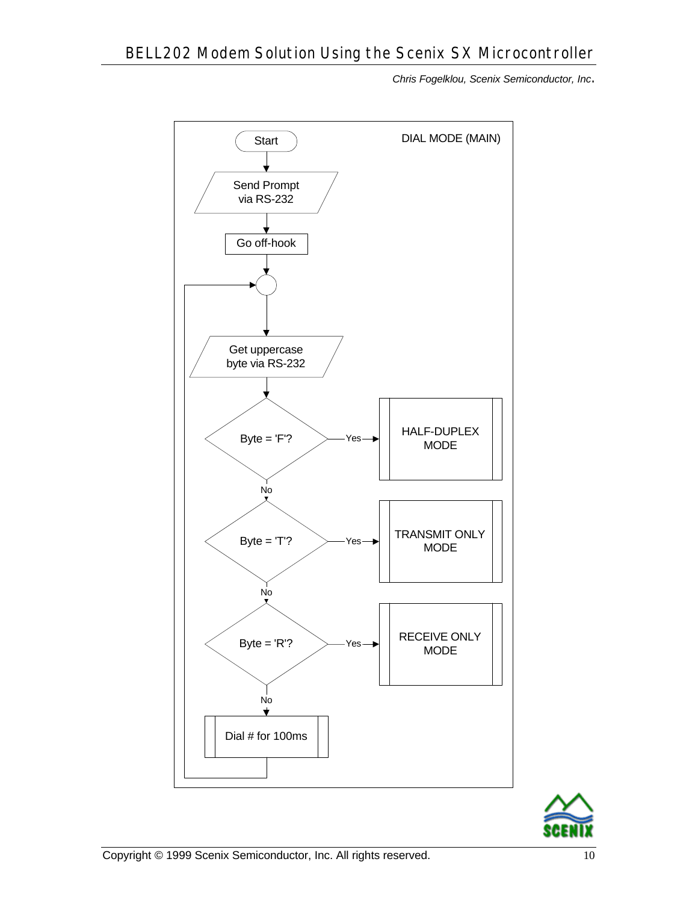DIAL MODE (MAIN)

- Start
- Send Prompt via RS-232
- Go off-hook
- Get uppercase byte via RS-232
- Byte = 'F'? — Yes → HALF-DUPLEX MODE
- No: Byte = 'T'? — Yes → TRANSMIT ONLY MODE
- No: Byte = 'R'? — Yes → RECEIVE ONLY MODE
- No: Dial # for 100ms → return to Get uppercase byte via RS-232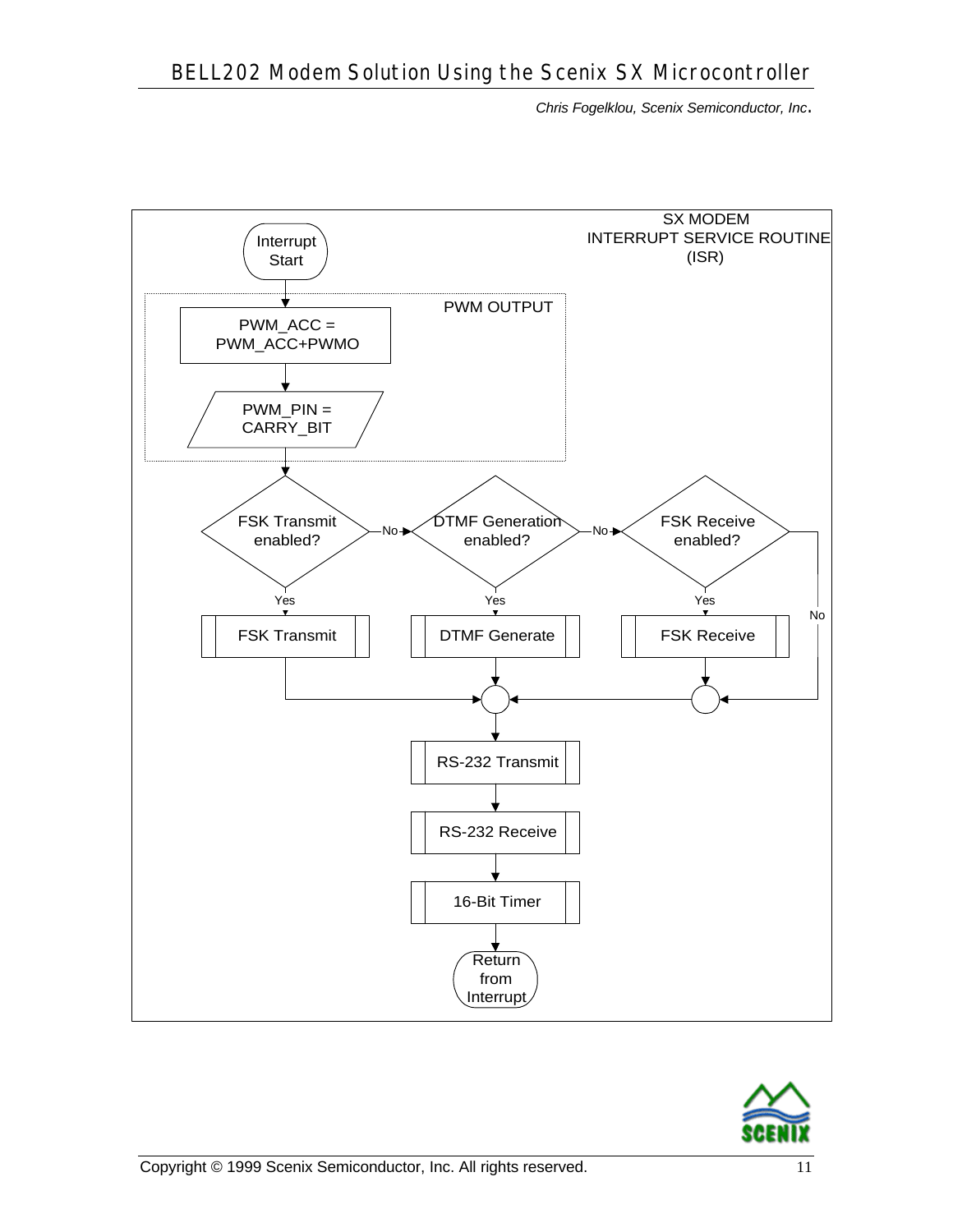SX MODEM
INTERRUPT SERVICE ROUTINE
(ISR)

Interrupt Start

PWM OUTPUT

PWM_ACC = PWM_ACC+PWMO

PWM_PIN = CARRY_BIT

FSK Transmit enabled? — No → DTMF Generation enabled? — No → FSK Receive enabled? — No

Yes: FSK Transmit | Yes: DTMF Generate | Yes: FSK Receive

RS-232 Transmit

RS-232 Receive

16-Bit Timer

Return from Interrupt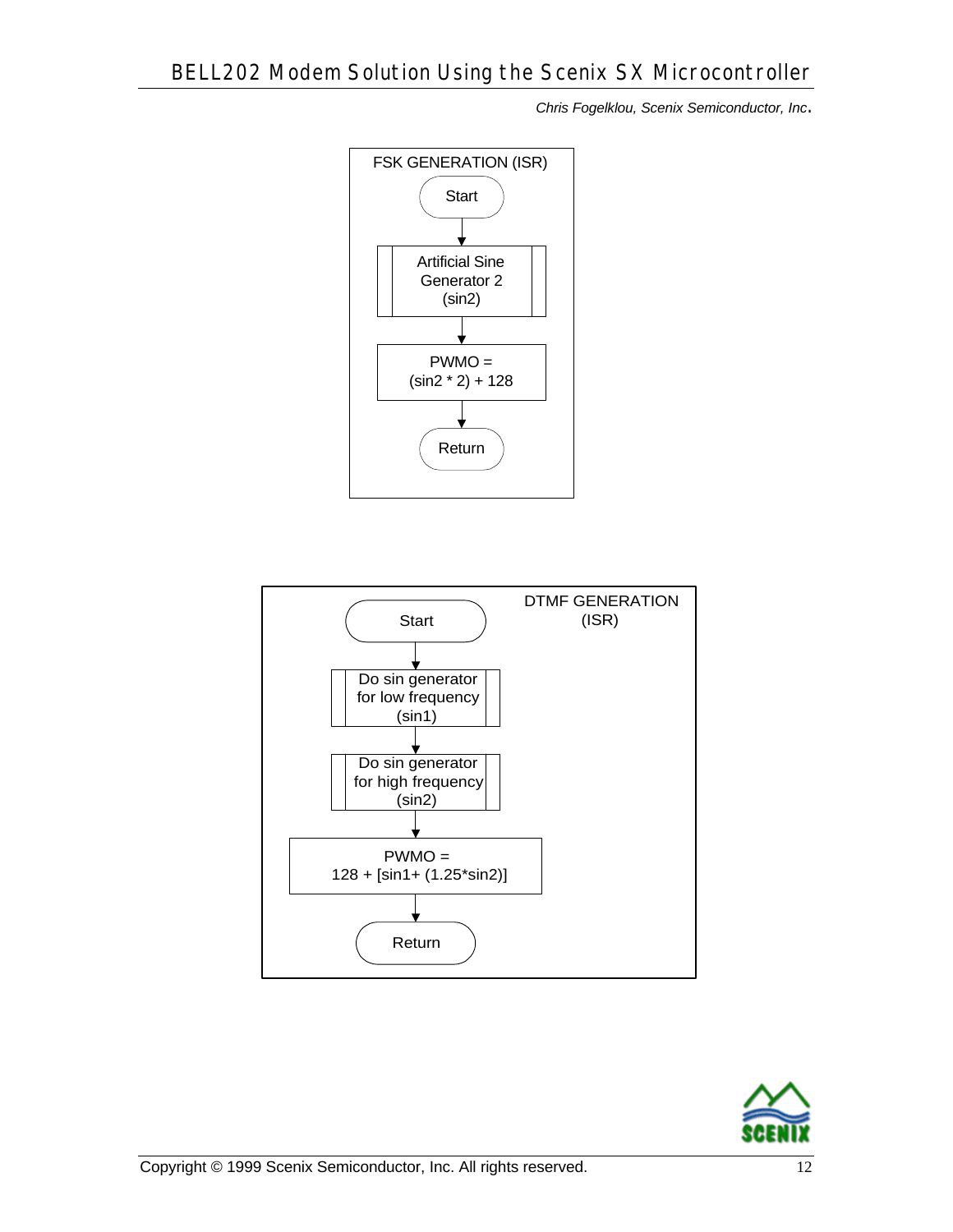FSK GENERATION (ISR)

Start

Artificial Sine Generator 2 (sin2)

PWMO = (sin2 * 2) + 128

Return

DTMF GENERATION (ISR)

Start

Do sin generator for low frequency (sin1)

Do sin generator for high frequency (sin2)

PWMO = 128 + [sin1+ (1.25*sin2)]

Return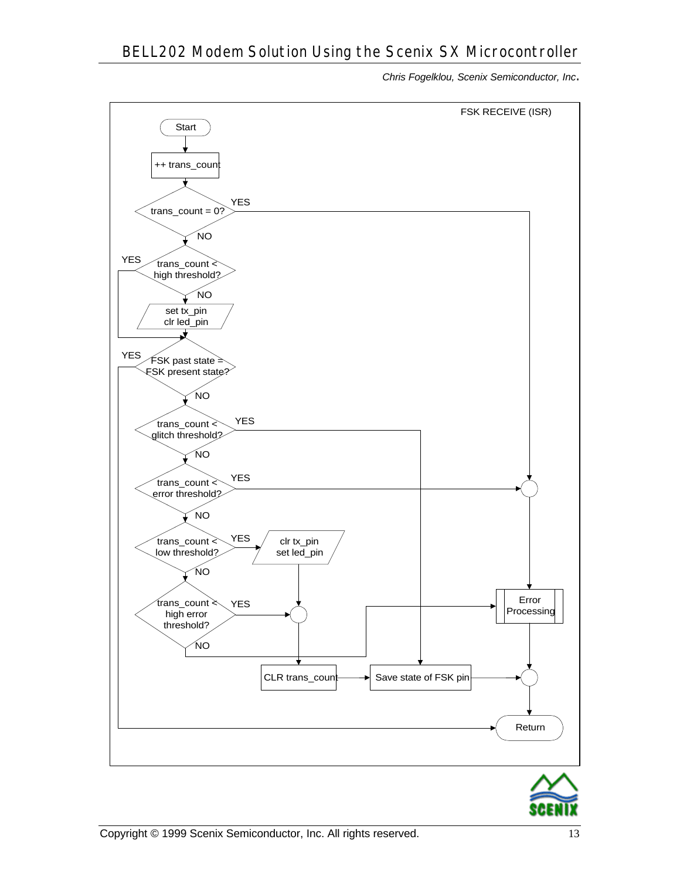*Chris Fogelklou, Scenix Semiconductor, Inc.*

FSK RECEIVE (ISR)

Start

++ trans_count

trans_count = 0? YES / NO

trans_count < high threshold? YES / NO

set tx_pin
clr led_pin

FSK past state = FSK present state? YES / NO

trans_count < glitch threshold? YES / NO

trans_count < error threshold? YES / NO

trans_count < low threshold? YES / NO

clr tx_pin
set led_pin

trans_count < high error threshold? YES / NO

Error Processing

CLR trans_count

Save state of FSK pin

Return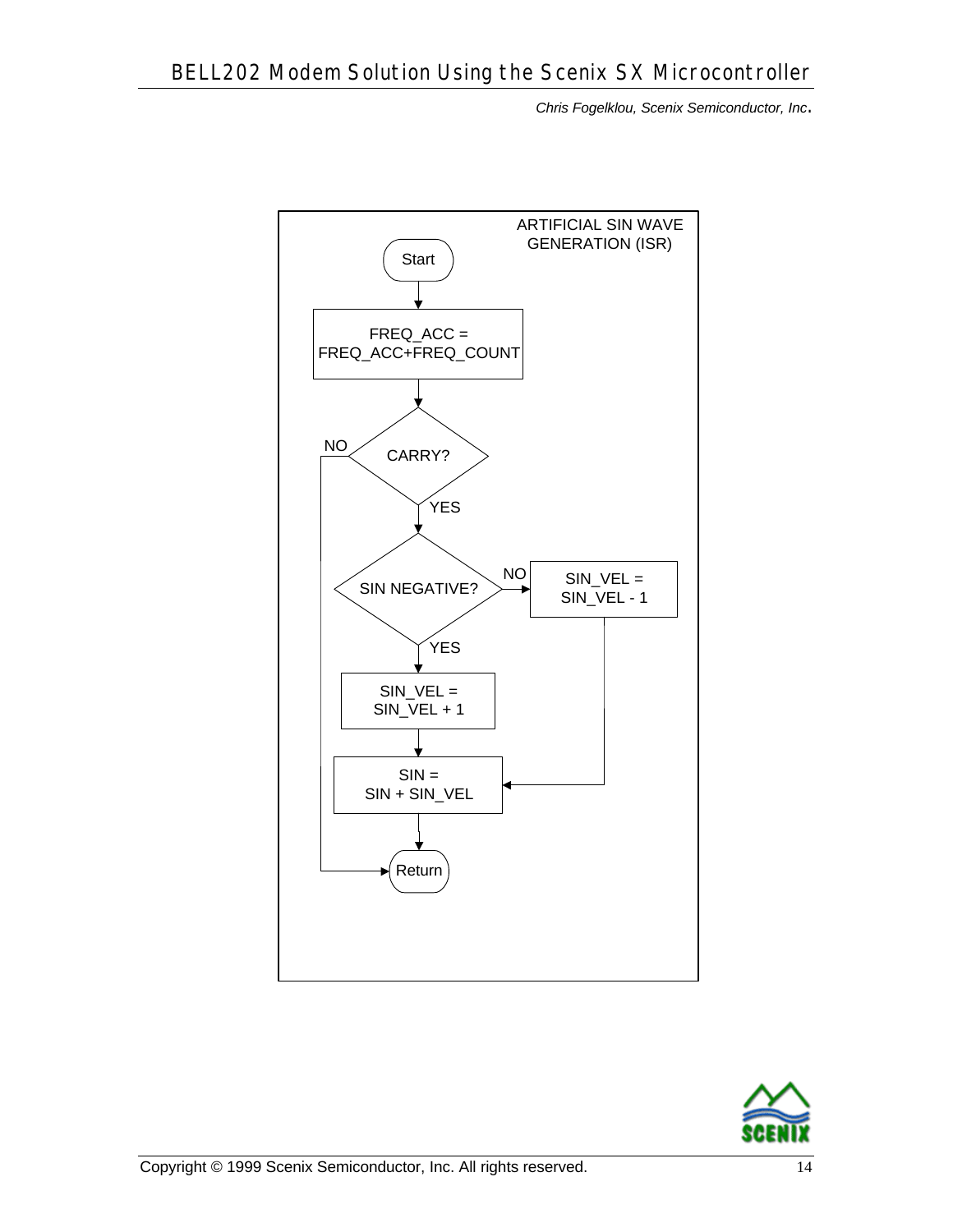ARTIFICIAL SIN WAVE GENERATION (ISR)

- Start
- FREQ_ACC = FREQ_ACC+FREQ_COUNT
- CARRY?
  - NO → Return
  - YES → SIN NEGATIVE?
    - YES → SIN_VEL = SIN_VEL + 1 → SIN = SIN + SIN_VEL
    - NO → SIN_VEL = SIN_VEL - 1 → SIN = SIN + SIN_VEL
- SIN = SIN + SIN_VEL → Return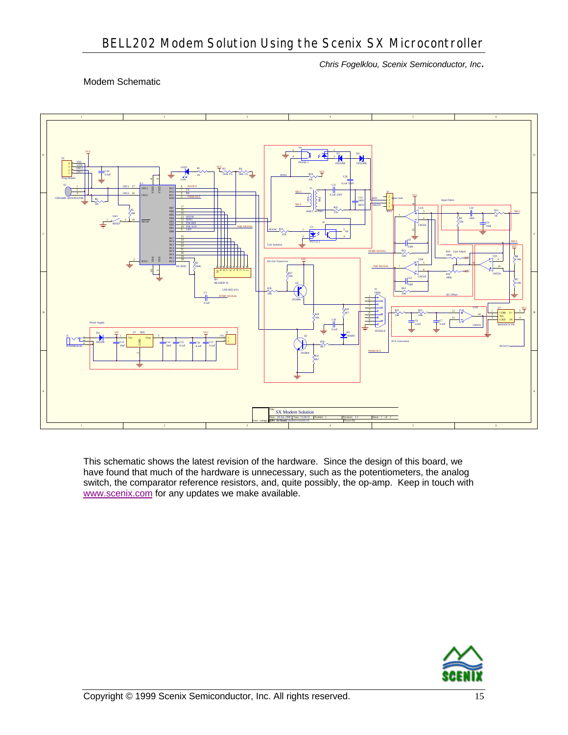# BELL202 Modem Solution Using the Scenix SX Microcontroller

*Chris Fogelklou, Scenix Semiconductor, Inc.*

Modem Schematic

This schematic shows the latest revision of the hardware. Since the design of this board, we have found that much of the hardware is unnecessary, such as the potentiometers, the analog switch, the comparator reference resistors, and, quite possibly, the op-amp. Keep in touch with www.scenix.com for any updates we make available.

Copyright © 1999 Scenix Semiconductor, Inc. All rights reserved.